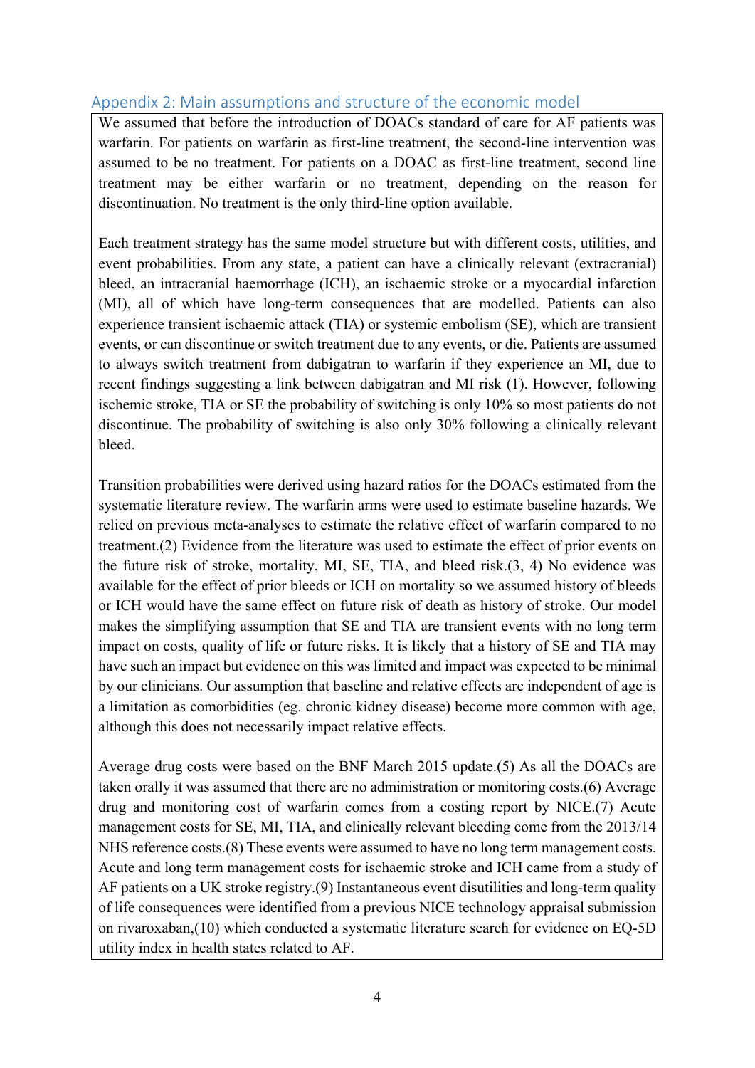## Appendix 2: Main assumptions and structure of the economic model

We assumed that before the introduction of DOACs standard of care for AF patients was warfarin. For patients on warfarin as first-line treatment, the second-line intervention was assumed to be no treatment. For patients on a DOAC as first-line treatment, second line treatment may be either warfarin or no treatment, depending on the reason for discontinuation. No treatment is the only third-line option available.

Each treatment strategy has the same model structure but with different costs, utilities, and event probabilities. From any state, a patient can have a clinically relevant (extracranial) bleed, an intracranial haemorrhage (ICH), an ischaemic stroke or a myocardial infarction (MI), all of which have long-term consequences that are modelled. Patients can also experience transient ischaemic attack (TIA) or systemic embolism (SE), which are transient events, or can discontinue or switch treatment due to any events, or die. Patients are assumed to always switch treatment from dabigatran to warfarin if they experience an MI, due to recent findings suggesting a link between dabigatran and MI risk (1). However, following ischemic stroke, TIA or SE the probability of switching is only 10% so most patients do not discontinue. The probability of switching is also only 30% following a clinically relevant bleed.

Transition probabilities were derived using hazard ratios for the DOACs estimated from the systematic literature review. The warfarin arms were used to estimate baseline hazards. We relied on previous meta-analyses to estimate the relative effect of warfarin compared to no treatment.(2) Evidence from the literature was used to estimate the effect of prior events on the future risk of stroke, mortality, MI, SE, TIA, and bleed risk.(3, 4) No evidence was available for the effect of prior bleeds or ICH on mortality so we assumed history of bleeds or ICH would have the same effect on future risk of death as history of stroke. Our model makes the simplifying assumption that SE and TIA are transient events with no long term impact on costs, quality of life or future risks. It is likely that a history of SE and TIA may have such an impact but evidence on this was limited and impact was expected to be minimal by our clinicians. Our assumption that baseline and relative effects are independent of age is a limitation as comorbidities (eg. chronic kidney disease) become more common with age, although this does not necessarily impact relative effects.

Average drug costs were based on the BNF March 2015 update.(5) As all the DOACs are taken orally it was assumed that there are no administration or monitoring costs.(6) Average drug and monitoring cost of warfarin comes from a costing report by NICE.(7) Acute management costs for SE, MI, TIA, and clinically relevant bleeding come from the 2013/14 NHS reference costs.(8) These events were assumed to have no long term management costs. Acute and long term management costs for ischaemic stroke and ICH came from a study of AF patients on a UK stroke registry.(9) Instantaneous event disutilities and long-term quality of life consequences were identified from a previous NICE technology appraisal submission on rivaroxaban,(10) which conducted a systematic literature search for evidence on EQ-5D utility index in health states related to AF.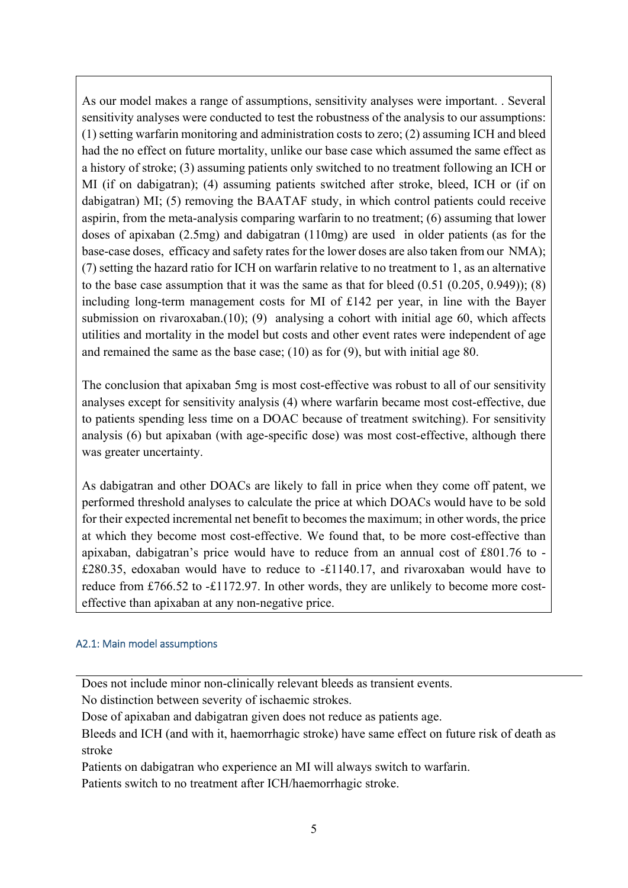As our model makes a range of assumptions, sensitivity analyses were important. . Several sensitivity analyses were conducted to test the robustness of the analysis to our assumptions: (1) setting warfarin monitoring and administration costs to zero; (2) assuming ICH and bleed had the no effect on future mortality, unlike our base case which assumed the same effect as a history of stroke; (3) assuming patients only switched to no treatment following an ICH or MI (if on dabigatran); (4) assuming patients switched after stroke, bleed, ICH or (if on dabigatran) MI; (5) removing the BAATAF study, in which control patients could receive aspirin, from the meta-analysis comparing warfarin to no treatment; (6) assuming that lower doses of apixaban (2.5mg) and dabigatran (110mg) are used in older patients (as for the base-case doses, efficacy and safety rates for the lower doses are also taken from our NMA); (7) setting the hazard ratio for ICH on warfarin relative to no treatment to 1, as an alternative to the base case assumption that it was the same as that for bleed (0.51 (0.205, 0.949)); (8) including long-term management costs for MI of £142 per year, in line with the Bayer submission on rivaroxaban.(10); (9) analysing a cohort with initial age 60, which affects utilities and mortality in the model but costs and other event rates were independent of age and remained the same as the base case; (10) as for (9), but with initial age 80.

The conclusion that apixaban 5mg is most cost-effective was robust to all of our sensitivity analyses except for sensitivity analysis (4) where warfarin became most cost-effective, due to patients spending less time on a DOAC because of treatment switching). For sensitivity analysis (6) but apixaban (with age-specific dose) was most cost-effective, although there was greater uncertainty.

As dabigatran and other DOACs are likely to fall in price when they come off patent, we performed threshold analyses to calculate the price at which DOACs would have to be sold for their expected incremental net benefit to becomes the maximum; in other words, the price at which they become most cost-effective. We found that, to be more cost-effective than apixaban, dabigatran's price would have to reduce from an annual cost of £801.76 to -£280.35, edoxaban would have to reduce to -£1140.17, and rivaroxaban would have to reduce from £766.52 to -£1172.97. In other words, they are unlikely to become more cost-effective than apixaban at any non-negative price.

### A2.1: Main model assumptions

Does not include minor non-clinically relevant bleeds as transient events.

No distinction between severity of ischaemic strokes.

Dose of apixaban and dabigatran given does not reduce as patients age.

Bleeds and ICH (and with it, haemorrhagic stroke) have same effect on future risk of death as stroke

Patients on dabigatran who experience an MI will always switch to warfarin.

Patients switch to no treatment after ICH/haemorrhagic stroke.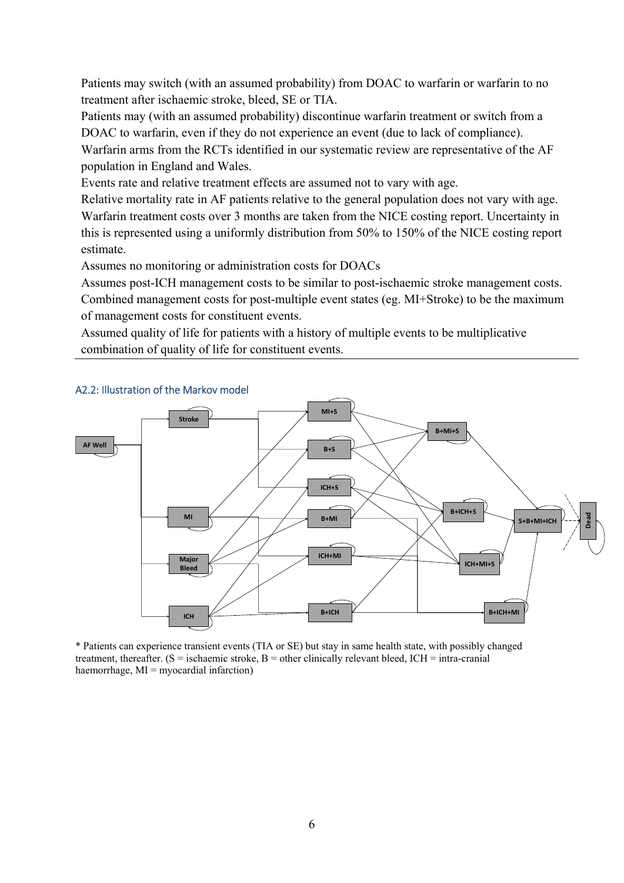Patients may switch (with an assumed probability) from DOAC to warfarin or warfarin to no treatment after ischaemic stroke, bleed, SE or TIA.

Patients may (with an assumed probability) discontinue warfarin treatment or switch from a DOAC to warfarin, even if they do not experience an event (due to lack of compliance).

Warfarin arms from the RCTs identified in our systematic review are representative of the AF population in England and Wales.

Events rate and relative treatment effects are assumed not to vary with age.

Relative mortality rate in AF patients relative to the general population does not vary with age.

Warfarin treatment costs over 3 months are taken from the NICE costing report. Uncertainty in this is represented using a uniformly distribution from 50% to 150% of the NICE costing report estimate.

Assumes no monitoring or administration costs for DOACs

Assumes post-ICH management costs to be similar to post-ischaemic stroke management costs.

Combined management costs for post-multiple event states (eg. MI+Stroke) to be the maximum of management costs for constituent events.

Assumed quality of life for patients with a history of multiple events to be multiplicative combination of quality of life for constituent events.

### A2.2: Illustration of the Markov model

\* Patients can experience transient events (TIA or SE) but stay in same health state, with possibly changed treatment, thereafter. (S = ischaemic stroke, B = other clinically relevant bleed, ICH = intra-cranial haemorrhage, MI = myocardial infarction)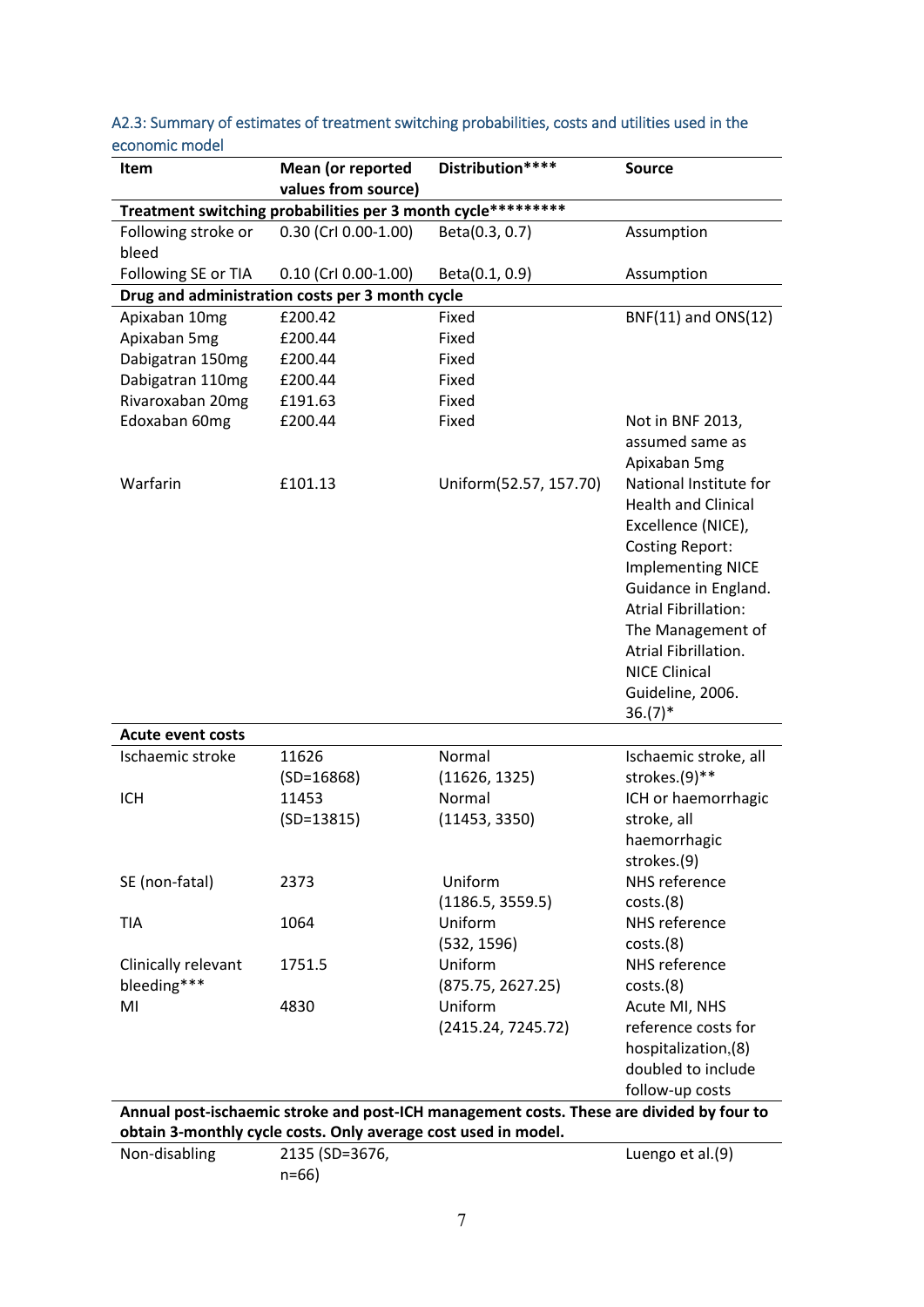### A2.3: Summary of estimates of treatment switching probabilities, costs and utilities used in the economic model

| Item | Mean (or reported values from source) | Distribution**** | Source |
|---|---|---|---|
| **Treatment switching probabilities per 3 month cycle*********** | | | |
| Following stroke or bleed | 0.30 (CrI 0.00-1.00) | Beta(0.3, 0.7) | Assumption |
| Following SE or TIA | 0.10 (CrI 0.00-1.00) | Beta(0.1, 0.9) | Assumption |
| **Drug and administration costs per 3 month cycle** | | | |
| Apixaban 10mg | £200.42 | Fixed | BNF(11) and ONS(12) |
| Apixaban 5mg | £200.44 | Fixed | |
| Dabigatran 150mg | £200.44 | Fixed | |
| Dabigatran 110mg | £200.44 | Fixed | |
| Rivaroxaban 20mg | £191.63 | Fixed | |
| Edoxaban 60mg | £200.44 | Fixed | Not in BNF 2013, assumed same as Apixaban 5mg |
| Warfarin | £101.13 | Uniform(52.57, 157.70) | National Institute for Health and Clinical Excellence (NICE), Costing Report: Implementing NICE Guidance in England. Atrial Fibrillation: The Management of Atrial Fibrillation. NICE Clinical Guideline, 2006. 36.(7)* |
| **Acute event costs** | | | |
| Ischaemic stroke | 11626 (SD=16868) | Normal (11626, 1325) | Ischaemic stroke, all strokes.(9)** |
| ICH | 11453 (SD=13815) | Normal (11453, 3350) | ICH or haemorrhagic stroke, all haemorrhagic strokes.(9) |
| SE (non-fatal) | 2373 | Uniform (1186.5, 3559.5) | NHS reference costs.(8) |
| TIA | 1064 | Uniform (532, 1596) | NHS reference costs.(8) |
| Clinically relevant bleeding*** | 1751.5 | Uniform (875.75, 2627.25) | NHS reference costs.(8) |
| MI | 4830 | Uniform (2415.24, 7245.72) | Acute MI, NHS reference costs for hospitalization,(8) doubled to include follow-up costs |
| **Annual post-ischaemic stroke and post-ICH management costs. These are divided by four to obtain 3-monthly cycle costs. Only average cost used in model.** | | | |
| Non-disabling | 2135 (SD=3676, n=66) | | Luengo et al.(9) |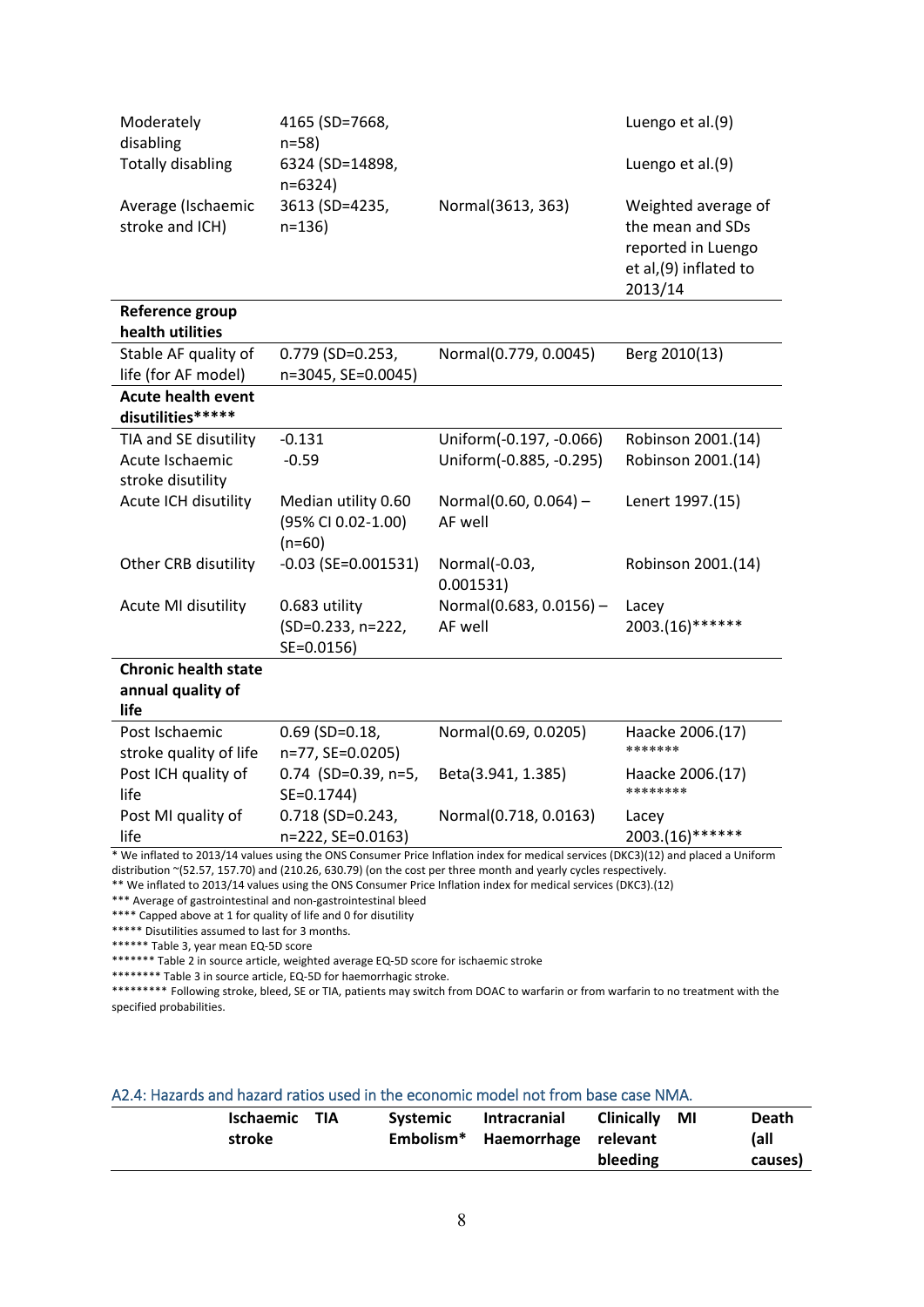| | | | |
|---|---|---|---|
| Moderately disabling | 4165 (SD=7668, n=58) | | Luengo et al.(9) |
| Totally disabling | 6324 (SD=14898, n=6324) | | Luengo et al.(9) |
| Average (Ischaemic stroke and ICH) | 3613 (SD=4235, n=136) | Normal(3613, 363) | Weighted average of the mean and SDs reported in Luengo et al,(9) inflated to 2013/14 |
| **Reference group health utilities** | | | |
| Stable AF quality of life (for AF model) | 0.779 (SD=0.253, n=3045, SE=0.0045) | Normal(0.779, 0.0045) | Berg 2010(13) |
| **Acute health event disutilities*\*\*\*\*** | | | |
| TIA and SE disutility | -0.131 | Uniform(-0.197, -0.066) | Robinson 2001.(14) |
| Acute Ischaemic stroke disutility | -0.59 | Uniform(-0.885, -0.295) | Robinson 2001.(14) |
| Acute ICH disutility | Median utility 0.60 (95% CI 0.02-1.00) (n=60) | Normal(0.60, 0.064) – AF well | Lenert 1997.(15) |
| Other CRB disutility | -0.03 (SE=0.001531) | Normal(-0.03, 0.001531) | Robinson 2001.(14) |
| Acute MI disutility | 0.683 utility (SD=0.233, n=222, SE=0.0156) | Normal(0.683, 0.0156) – AF well | Lacey 2003.(16)****** |
| **Chronic health state annual quality of life** | | | |
| Post Ischaemic stroke quality of life | 0.69 (SD=0.18, n=77, SE=0.0205) | Normal(0.69, 0.0205) | Haacke 2006.(17) ******* |
| Post ICH quality of life | 0.74 (SD=0.39, n=5, SE=0.1744) | Beta(3.941, 1.385) | Haacke 2006.(17) ******** |
| Post MI quality of life | 0.718 (SD=0.243, n=222, SE=0.0163) | Normal(0.718, 0.0163) | Lacey 2003.(16)****** |

\* We inflated to 2013/14 values using the ONS Consumer Price Inflation index for medical services (DKC3)(12) and placed a Uniform distribution ~(52.57, 157.70) and (210.26, 630.79) (on the cost per three month and yearly cycles respectively.

** We inflated to 2013/14 values using the ONS Consumer Price Inflation index for medical services (DKC3).(12)

*** Average of gastrointestinal and non-gastrointestinal bleed

**** Capped above at 1 for quality of life and 0 for disutility

***** Disutilities assumed to last for 3 months.

****** Table 3, year mean EQ-5D score

******* Table 2 in source article, weighted average EQ-5D score for ischaemic stroke

******** Table 3 in source article, EQ-5D for haemorrhagic stroke.

********* Following stroke, bleed, SE or TIA, patients may switch from DOAC to warfarin or from warfarin to no treatment with the specified probabilities.

## A2.4: Hazards and hazard ratios used in the economic model not from base case NMA.

| | Ischaemic stroke | TIA | Systemic Embolism* | Intracranial Haemorrhage | Clinically relevant bleeding | MI | Death (all causes) |
|---|---|---|---|---|---|---|---|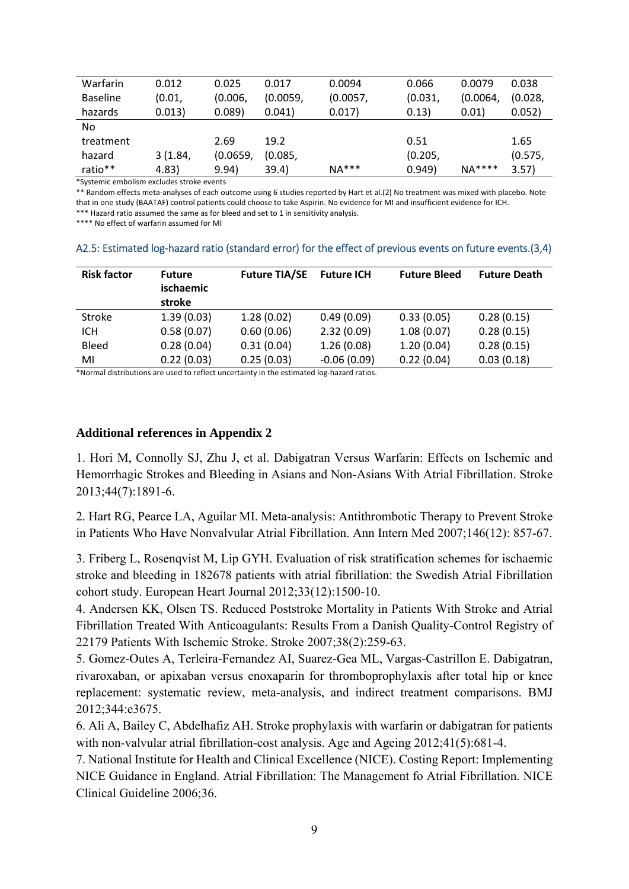| Warfarin Baseline hazards | 0.012 (0.01, 0.013) | 0.025 (0.006, 0.089) | 0.017 (0.0059, 0.041) | 0.0094 (0.0057, 0.017) | 0.066 (0.031, 0.13) | 0.0079 (0.0064, 0.01) | 0.038 (0.028, 0.052) |
|---|---|---|---|---|---|---|---|
| No treatment hazard ratio** | 3 (1.84, 4.83) | 2.69 (0.0659, 9.94) | 19.2 (0.085, 39.4) | NA*** | 0.51 (0.205, 0.949) | NA**** | 1.65 (0.575, 3.57) |

*Systemic embolism excludes stroke events

** Random effects meta-analyses of each outcome using 6 studies reported by Hart et al.(2) No treatment was mixed with placebo. Note that in one study (BAATAF) control patients could choose to take Aspirin. No evidence for MI and insufficient evidence for ICH.

*** Hazard ratio assumed the same as for bleed and set to 1 in sensitivity analysis.

**** No effect of warfarin assumed for MI

A2.5: Estimated log-hazard ratio (standard error) for the effect of previous events on future events.(3,4)

| Risk factor | Future ischaemic stroke | Future TIA/SE | Future ICH | Future Bleed | Future Death |
|---|---|---|---|---|---|
| Stroke | 1.39 (0.03) | 1.28 (0.02) | 0.49 (0.09) | 0.33 (0.05) | 0.28 (0.15) |
| ICH | 0.58 (0.07) | 0.60 (0.06) | 2.32 (0.09) | 1.08 (0.07) | 0.28 (0.15) |
| Bleed | 0.28 (0.04) | 0.31 (0.04) | 1.26 (0.08) | 1.20 (0.04) | 0.28 (0.15) |
| MI | 0.22 (0.03) | 0.25 (0.03) | -0.06 (0.09) | 0.22 (0.04) | 0.03 (0.18) |

*Normal distributions are used to reflect uncertainty in the estimated log-hazard ratios.

**Additional references in Appendix 2**

1. Hori M, Connolly SJ, Zhu J, et al. Dabigatran Versus Warfarin: Effects on Ischemic and Hemorrhagic Strokes and Bleeding in Asians and Non-Asians With Atrial Fibrillation. Stroke 2013;44(7):1891-6.

2. Hart RG, Pearce LA, Aguilar MI. Meta-analysis: Antithrombotic Therapy to Prevent Stroke in Patients Who Have Nonvalvular Atrial Fibrillation. Ann Intern Med 2007;146(12): 857-67.

3. Friberg L, Rosenqvist M, Lip GYH. Evaluation of risk stratification schemes for ischaemic stroke and bleeding in 182678 patients with atrial fibrillation: the Swedish Atrial Fibrillation cohort study. European Heart Journal 2012;33(12):1500-10.

4. Andersen KK, Olsen TS. Reduced Poststroke Mortality in Patients With Stroke and Atrial Fibrillation Treated With Anticoagulants: Results From a Danish Quality-Control Registry of 22179 Patients With Ischemic Stroke. Stroke 2007;38(2):259-63.

5. Gomez-Outes A, Terleira-Fernandez AI, Suarez-Gea ML, Vargas-Castrillon E. Dabigatran, rivaroxaban, or apixaban versus enoxaparin for thromboprophylaxis after total hip or knee replacement: systematic review, meta-analysis, and indirect treatment comparisons. BMJ 2012;344:e3675.

6. Ali A, Bailey C, Abdelhafiz AH. Stroke prophylaxis with warfarin or dabigatran for patients with non-valvular atrial fibrillation-cost analysis. Age and Ageing 2012;41(5):681-4.

7. National Institute for Health and Clinical Excellence (NICE). Costing Report: Implementing NICE Guidance in England. Atrial Fibrillation: The Management fo Atrial Fibrillation. NICE Clinical Guideline 2006;36.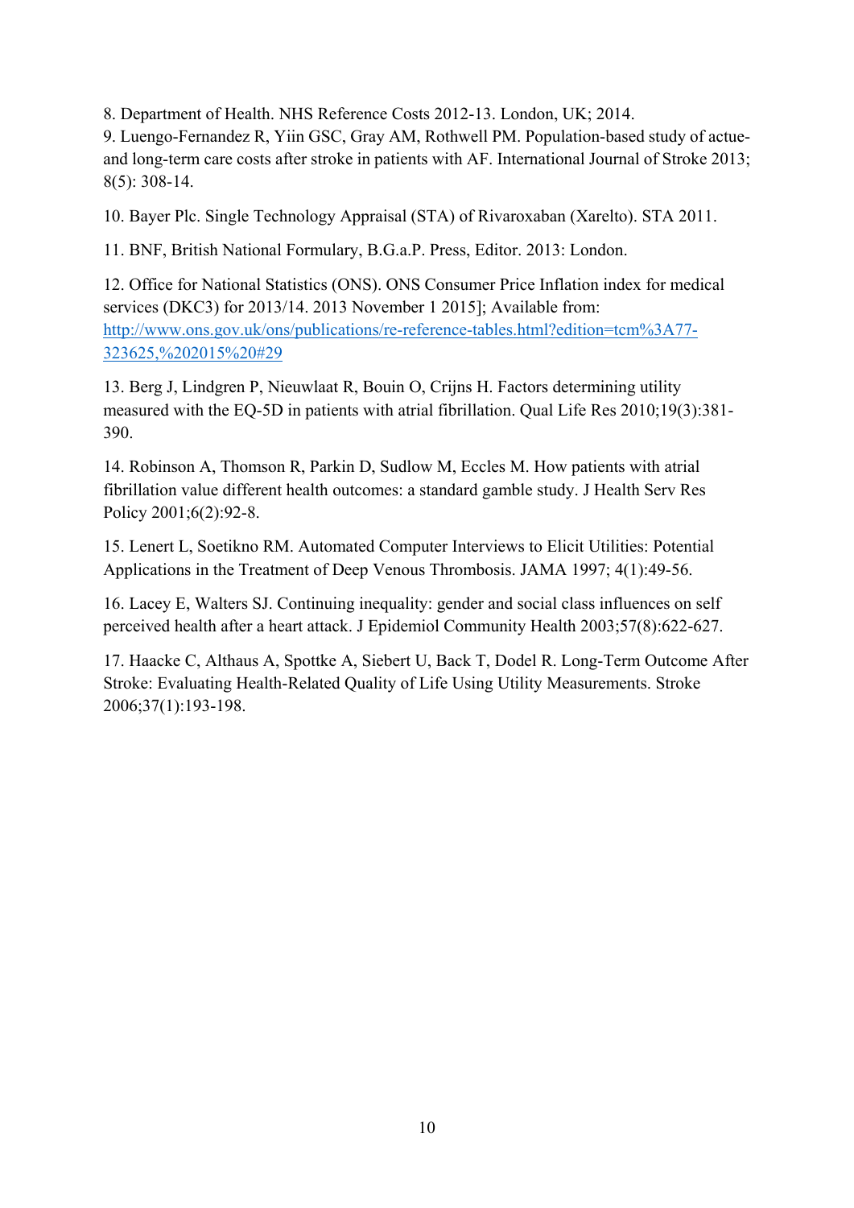8. Department of Health. NHS Reference Costs 2012-13. London, UK; 2014.

9. Luengo-Fernandez R, Yiin GSC, Gray AM, Rothwell PM. Population-based study of actue-and long-term care costs after stroke in patients with AF. International Journal of Stroke 2013; 8(5): 308-14.

10. Bayer Plc. Single Technology Appraisal (STA) of Rivaroxaban (Xarelto). STA 2011.

11. BNF, British National Formulary, B.G.a.P. Press, Editor. 2013: London.

12. Office for National Statistics (ONS). ONS Consumer Price Inflation index for medical services (DKC3) for 2013/14. 2013 November 1 2015]; Available from: http://www.ons.gov.uk/ons/publications/re-reference-tables.html?edition=tcm%3A77-323625,%202015%20#29

13. Berg J, Lindgren P, Nieuwlaat R, Bouin O, Crijns H. Factors determining utility measured with the EQ-5D in patients with atrial fibrillation. Qual Life Res 2010;19(3):381-390.

14. Robinson A, Thomson R, Parkin D, Sudlow M, Eccles M. How patients with atrial fibrillation value different health outcomes: a standard gamble study. J Health Serv Res Policy 2001;6(2):92-8.

15. Lenert L, Soetikno RM. Automated Computer Interviews to Elicit Utilities: Potential Applications in the Treatment of Deep Venous Thrombosis. JAMA 1997; 4(1):49-56.

16. Lacey E, Walters SJ. Continuing inequality: gender and social class influences on self perceived health after a heart attack. J Epidemiol Community Health 2003;57(8):622-627.

17. Haacke C, Althaus A, Spottke A, Siebert U, Back T, Dodel R. Long-Term Outcome After Stroke: Evaluating Health-Related Quality of Life Using Utility Measurements. Stroke 2006;37(1):193-198.